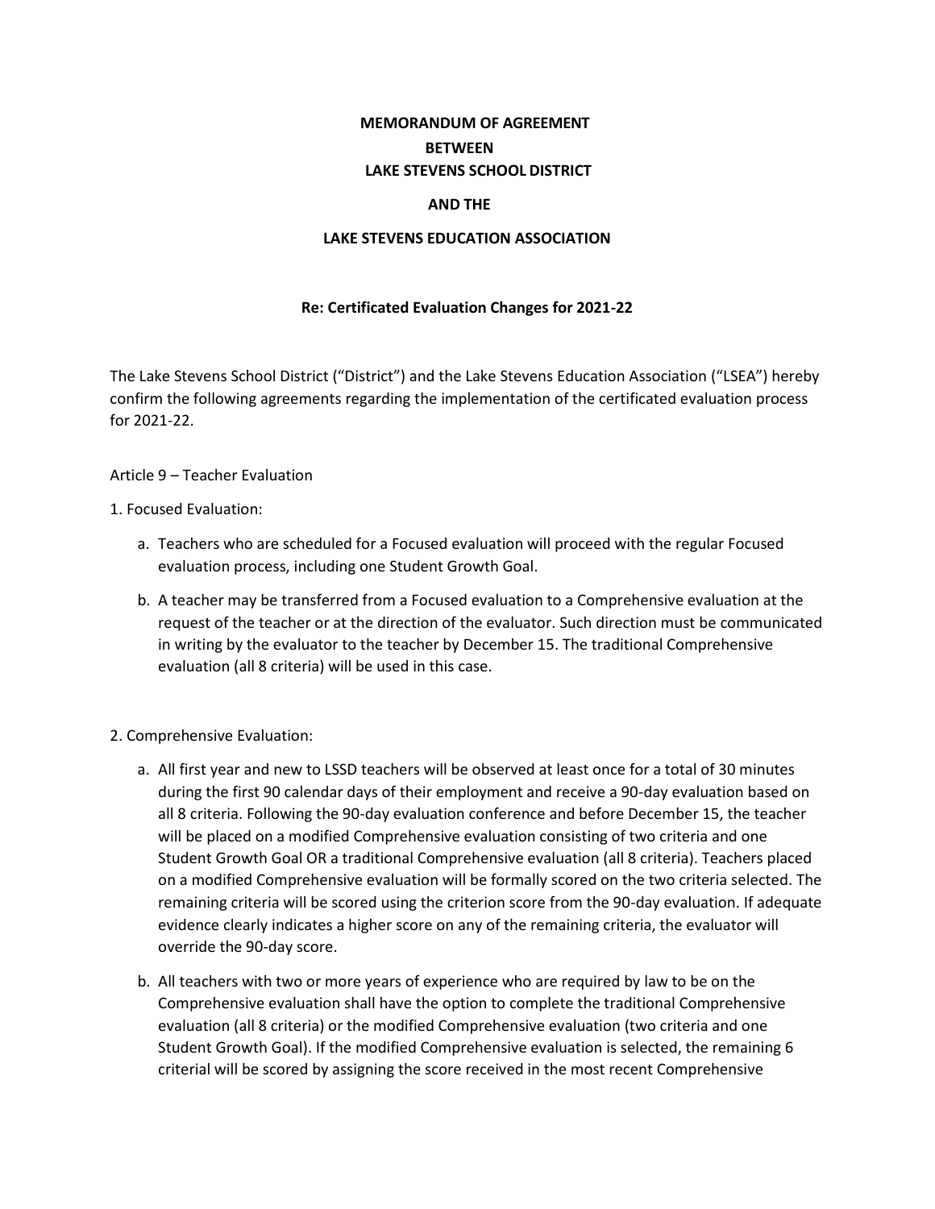**MEMORANDUM OF AGREEMENT**

**BETWEEN**

**LAKE STEVENS SCHOOL DISTRICT**

**AND THE**

**LAKE STEVENS EDUCATION ASSOCIATION**

**Re: Certificated Evaluation Changes for 2021-22**

The Lake Stevens School District ("District") and the Lake Stevens Education Association ("LSEA") hereby confirm the following agreements regarding the implementation of the certificated evaluation process for 2021-22.

Article 9 – Teacher Evaluation

1. Focused Evaluation:

   a. Teachers who are scheduled for a Focused evaluation will proceed with the regular Focused evaluation process, including one Student Growth Goal.

   b. A teacher may be transferred from a Focused evaluation to a Comprehensive evaluation at the request of the teacher or at the direction of the evaluator. Such direction must be communicated in writing by the evaluator to the teacher by December 15. The traditional Comprehensive evaluation (all 8 criteria) will be used in this case.

2. Comprehensive Evaluation:

   a. All first year and new to LSSD teachers will be observed at least once for a total of 30 minutes during the first 90 calendar days of their employment and receive a 90-day evaluation based on all 8 criteria. Following the 90-day evaluation conference and before December 15, the teacher will be placed on a modified Comprehensive evaluation consisting of two criteria and one Student Growth Goal OR a traditional Comprehensive evaluation (all 8 criteria). Teachers placed on a modified Comprehensive evaluation will be formally scored on the two criteria selected. The remaining criteria will be scored using the criterion score from the 90-day evaluation. If adequate evidence clearly indicates a higher score on any of the remaining criteria, the evaluator will override the 90-day score.

   b. All teachers with two or more years of experience who are required by law to be on the Comprehensive evaluation shall have the option to complete the traditional Comprehensive evaluation (all 8 criteria) or the modified Comprehensive evaluation (two criteria and one Student Growth Goal). If the modified Comprehensive evaluation is selected, the remaining 6 criterial will be scored by assigning the score received in the most recent Comprehensive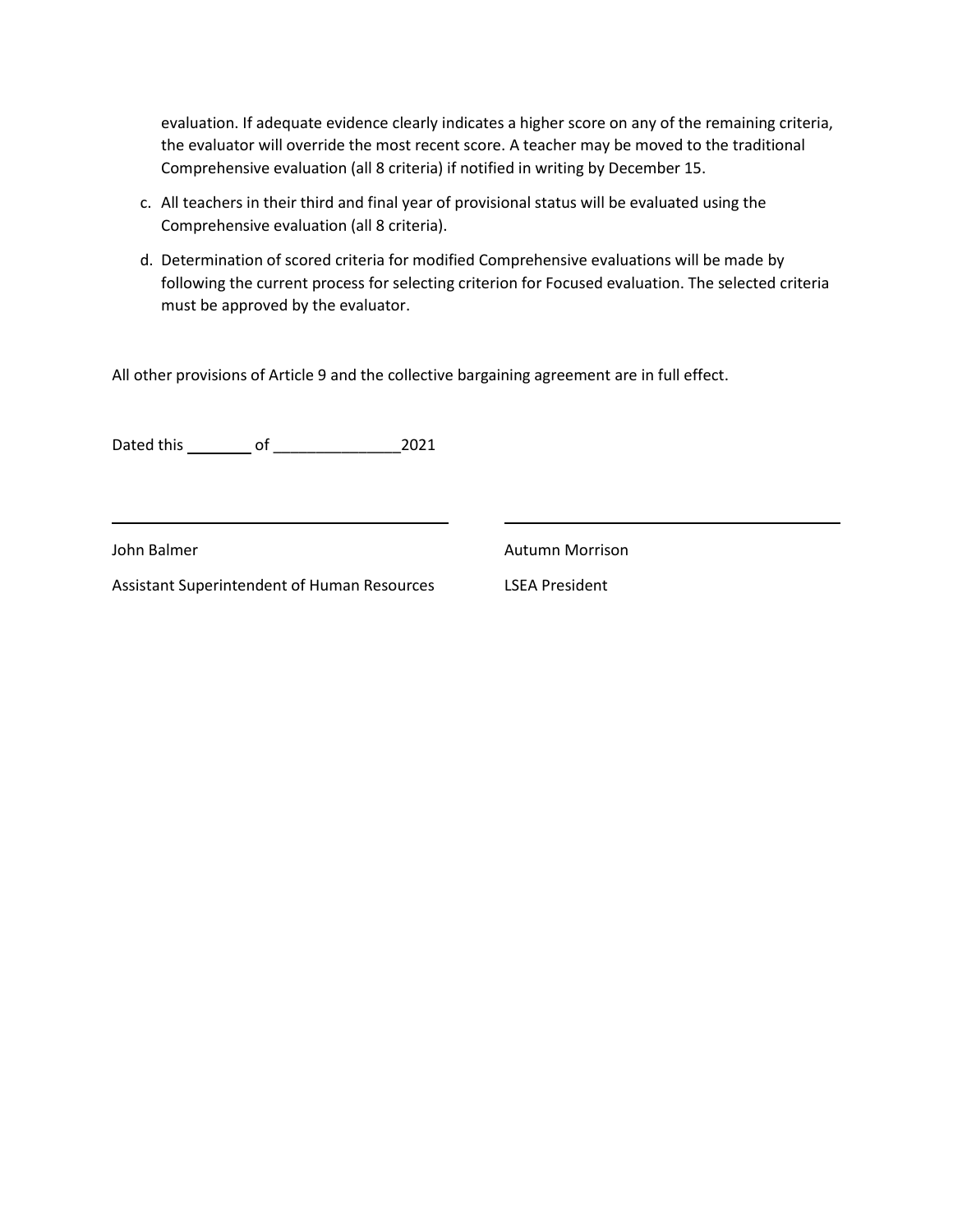evaluation. If adequate evidence clearly indicates a higher score on any of the remaining criteria, the evaluator will override the most recent score. A teacher may be moved to the traditional Comprehensive evaluation (all 8 criteria) if notified in writing by December 15.

c. All teachers in their third and final year of provisional status will be evaluated using the Comprehensive evaluation (all 8 criteria).

d. Determination of scored criteria for modified Comprehensive evaluations will be made by following the current process for selecting criterion for Focused evaluation. The selected criteria must be approved by the evaluator.

All other provisions of Article 9 and the collective bargaining agreement are in full effect.

Dated this ________ of _______________2021

| | |
|---|---|
| John Balmer | Autumn Morrison |
| Assistant Superintendent of Human Resources | LSEA President |